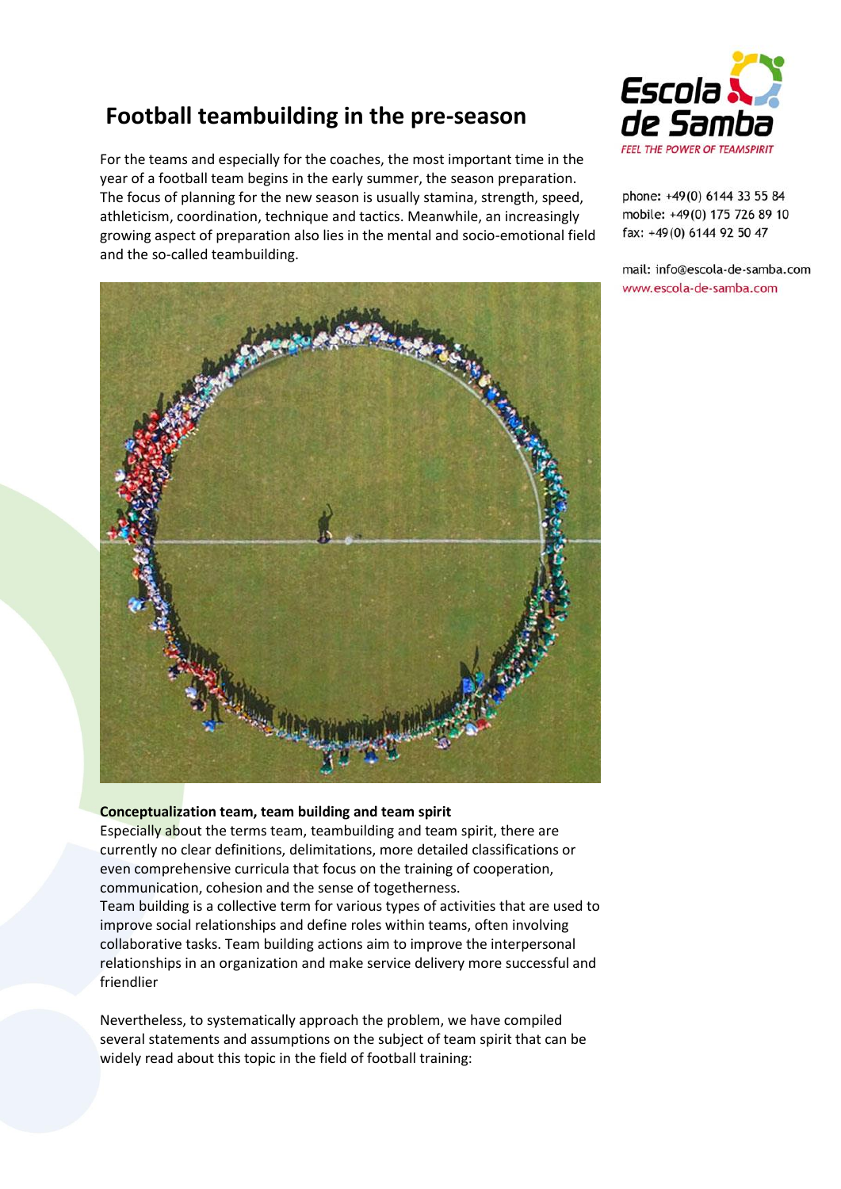# Football teambuilding in the pre-season

Escola de Samba
FEEL THE POWER OF TEAMSPIRIT

phone: +49(0) 6144 33 55 84
mobile: +49(0) 175 726 89 10
fax: +49(0) 6144 92 50 47

mail: info@escola-de-samba.com
www.escola-de-samba.com

For the teams and especially for the coaches, the most important time in the year of a football team begins in the early summer, the season preparation. The focus of planning for the new season is usually stamina, strength, speed, athleticism, coordination, technique and tactics. Meanwhile, an increasingly growing aspect of preparation also lies in the mental and socio-emotional field and the so-called teambuilding.

**Conceptualization team, team building and team spirit**

Especially about the terms team, teambuilding and team spirit, there are currently no clear definitions, delimitations, more detailed classifications or even comprehensive curricula that focus on the training of cooperation, communication, cohesion and the sense of togetherness.

Team building is a collective term for various types of activities that are used to improve social relationships and define roles within teams, often involving collaborative tasks. Team building actions aim to improve the interpersonal relationships in an organization and make service delivery more successful and friendlier

Nevertheless, to systematically approach the problem, we have compiled several statements and assumptions on the subject of team spirit that can be widely read about this topic in the field of football training: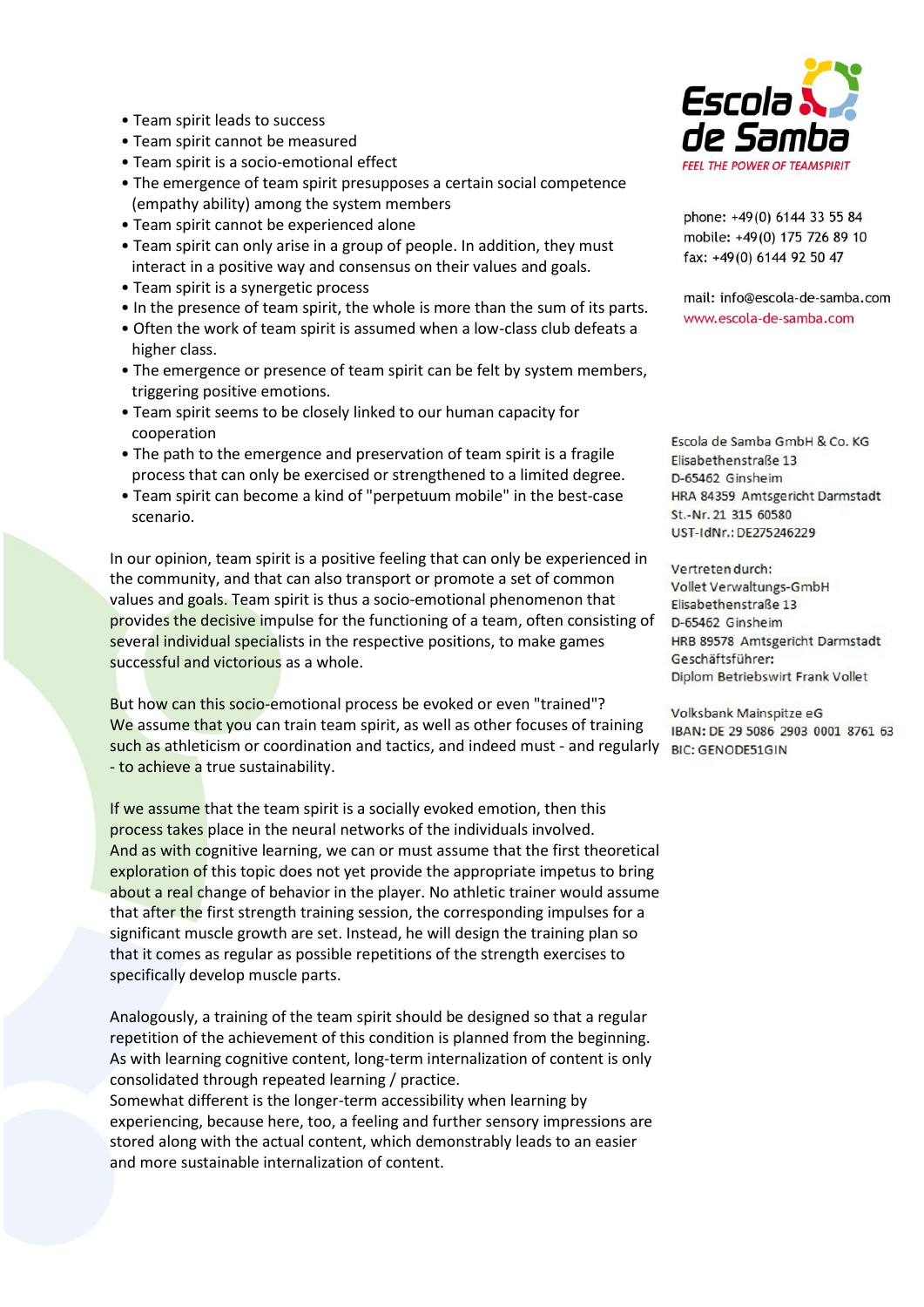- Team spirit leads to success
- Team spirit cannot be measured
- Team spirit is a socio-emotional effect
- The emergence of team spirit presupposes a certain social competence (empathy ability) among the system members
- Team spirit cannot be experienced alone
- Team spirit can only arise in a group of people. In addition, they must interact in a positive way and consensus on their values and goals.
- Team spirit is a synergetic process
- In the presence of team spirit, the whole is more than the sum of its parts.
- Often the work of team spirit is assumed when a low-class club defeats a higher class.
- The emergence or presence of team spirit can be felt by system members, triggering positive emotions.
- Team spirit seems to be closely linked to our human capacity for cooperation
- The path to the emergence and preservation of team spirit is a fragile process that can only be exercised or strengthened to a limited degree.
- Team spirit can become a kind of "perpetuum mobile" in the best-case scenario.

In our opinion, team spirit is a positive feeling that can only be experienced in the community, and that can also transport or promote a set of common values and goals. Team spirit is thus a socio-emotional phenomenon that provides the decisive impulse for the functioning of a team, often consisting of several individual specialists in the respective positions, to make games successful and victorious as a whole.

But how can this socio-emotional process be evoked or even "trained"?
We assume that you can train team spirit, as well as other focuses of training such as athleticism or coordination and tactics, and indeed must - and regularly - to achieve a true sustainability.

If we assume that the team spirit is a socially evoked emotion, then this process takes place in the neural networks of the individuals involved.
And as with cognitive learning, we can or must assume that the first theoretical exploration of this topic does not yet provide the appropriate impetus to bring about a real change of behavior in the player. No athletic trainer would assume that after the first strength training session, the corresponding impulses for a significant muscle growth are set. Instead, he will design the training plan so that it comes as regular as possible repetitions of the strength exercises to specifically develop muscle parts.

Analogously, a training of the team spirit should be designed so that a regular repetition of the achievement of this condition is planned from the beginning.
As with learning cognitive content, long-term internalization of content is only consolidated through repeated learning / practice.
Somewhat different is the longer-term accessibility when learning by experiencing, because here, too, a feeling and further sensory impressions are stored along with the actual content, which demonstrably leads to an easier and more sustainable internalization of content.

Escola de Samba
FEEL THE POWER OF TEAMSPIRIT

phone: +49(0) 6144 33 55 84
mobile: +49(0) 175 726 89 10
fax: +49(0) 6144 92 50 47

mail: info@escola-de-samba.com
www.escola-de-samba.com

Escola de Samba GmbH & Co. KG
Elisabethenstraße 13
D-65462 Ginsheim
HRA 84359 Amtsgericht Darmstadt
St.-Nr. 21 315 60580
UST-IdNr.: DE275246229

Vertreten durch:
Vollet Verwaltungs-GmbH
Elisabethenstraße 13
D-65462 Ginsheim
HRB 89578 Amtsgericht Darmstadt
Geschäftsführer:
Diplom Betriebswirt Frank Vollet

Volksbank Mainspitze eG
IBAN: DE 29 5086 2903 0001 8761 63
BIC: GENODE51GIN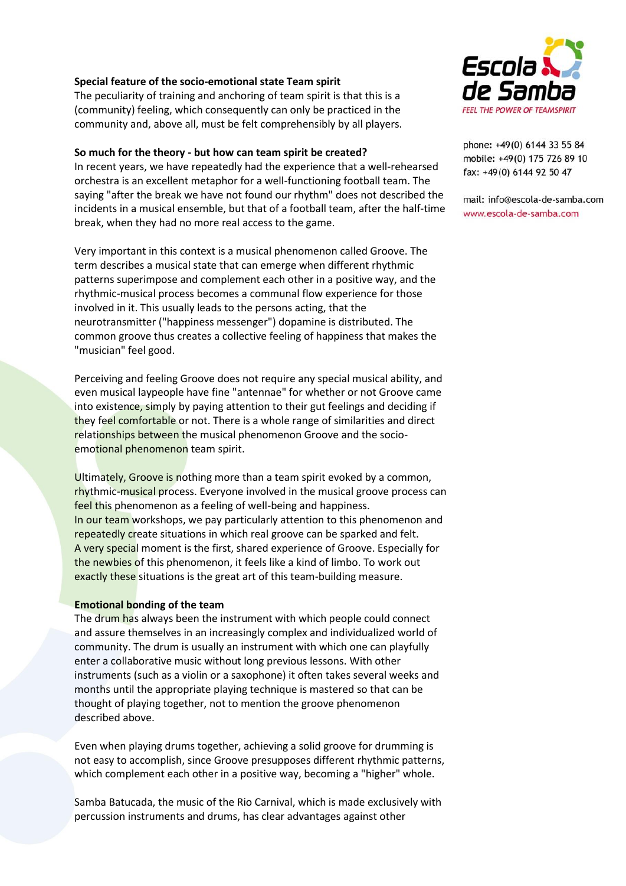**Special feature of the socio-emotional state Team spirit**

The peculiarity of training and anchoring of team spirit is that this is a (community) feeling, which consequently can only be practiced in the community and, above all, must be felt comprehensibly by all players.

**So much for the theory - but how can team spirit be created?**

In recent years, we have repeatedly had the experience that a well-rehearsed orchestra is an excellent metaphor for a well-functioning football team. The saying "after the break we have not found our rhythm" does not described the incidents in a musical ensemble, but that of a football team, after the half-time break, when they had no more real access to the game.

Very important in this context is a musical phenomenon called Groove. The term describes a musical state that can emerge when different rhythmic patterns superimpose and complement each other in a positive way, and the rhythmic-musical process becomes a communal flow experience for those involved in it. This usually leads to the persons acting, that the neurotransmitter ("happiness messenger") dopamine is distributed. The common groove thus creates a collective feeling of happiness that makes the "musician" feel good.

Perceiving and feeling Groove does not require any special musical ability, and even musical laypeople have fine "antennae" for whether or not Groove came into existence, simply by paying attention to their gut feelings and deciding if they feel comfortable or not. There is a whole range of similarities and direct relationships between the musical phenomenon Groove and the socio-emotional phenomenon team spirit.

Ultimately, Groove is nothing more than a team spirit evoked by a common, rhythmic-musical process. Everyone involved in the musical groove process can feel this phenomenon as a feeling of well-being and happiness.
In our team workshops, we pay particularly attention to this phenomenon and repeatedly create situations in which real groove can be sparked and felt.
A very special moment is the first, shared experience of Groove. Especially for the newbies of this phenomenon, it feels like a kind of limbo. To work out exactly these situations is the great art of this team-building measure.

**Emotional bonding of the team**

The drum has always been the instrument with which people could connect and assure themselves in an increasingly complex and individualized world of community. The drum is usually an instrument with which one can playfully enter a collaborative music without long previous lessons. With other instruments (such as a violin or a saxophone) it often takes several weeks and months until the appropriate playing technique is mastered so that can be thought of playing together, not to mention the groove phenomenon described above.

Even when playing drums together, achieving a solid groove for drumming is not easy to accomplish, since Groove presupposes different rhythmic patterns, which complement each other in a positive way, becoming a "higher" whole.

Samba Batucada, the music of the Rio Carnival, which is made exclusively with percussion instruments and drums, has clear advantages against other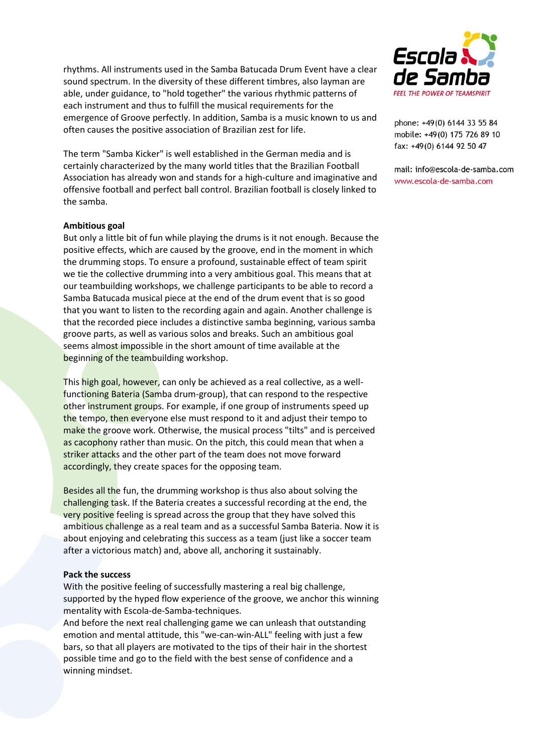rhythms. All instruments used in the Samba Batucada Drum Event have a clear sound spectrum. In the diversity of these different timbres, also layman are able, under guidance, to "hold together" the various rhythmic patterns of each instrument and thus to fulfill the musical requirements for the emergence of Groove perfectly. In addition, Samba is a music known to us and often causes the positive association of Brazilian zest for life.

The term "Samba Kicker" is well established in the German media and is certainly characterized by the many world titles that the Brazilian Football Association has already won and stands for a high-culture and imaginative and offensive football and perfect ball control. Brazilian football is closely linked to the samba.

**Ambitious goal**

But only a little bit of fun while playing the drums is it not enough. Because the positive effects, which are caused by the groove, end in the moment in which the drumming stops. To ensure a profound, sustainable effect of team spirit we tie the collective drumming into a very ambitious goal. This means that at our teambuilding workshops, we challenge participants to be able to record a Samba Batucada musical piece at the end of the drum event that is so good that you want to listen to the recording again and again. Another challenge is that the recorded piece includes a distinctive samba beginning, various samba groove parts, as well as various solos and breaks. Such an ambitious goal seems almost impossible in the short amount of time available at the beginning of the teambuilding workshop.

This high goal, however, can only be achieved as a real collective, as a well-functioning Bateria (Samba drum-group), that can respond to the respective other instrument groups. For example, if one group of instruments speed up the tempo, then everyone else must respond to it and adjust their tempo to make the groove work. Otherwise, the musical process "tilts" and is perceived as cacophony rather than music. On the pitch, this could mean that when a striker attacks and the other part of the team does not move forward accordingly, they create spaces for the opposing team.

Besides all the fun, the drumming workshop is thus also about solving the challenging task. If the Bateria creates a successful recording at the end, the very positive feeling is spread across the group that they have solved this ambitious challenge as a real team and as a successful Samba Bateria. Now it is about enjoying and celebrating this success as a team (just like a soccer team after a victorious match) and, above all, anchoring it sustainably.

**Pack the success**

With the positive feeling of successfully mastering a real big challenge, supported by the hyped flow experience of the groove, we anchor this winning mentality with Escola-de-Samba-techniques.

And before the next real challenging game we can unleash that outstanding emotion and mental attitude, this "we-can-win-ALL" feeling with just a few bars, so that all players are motivated to the tips of their hair in the shortest possible time and go to the field with the best sense of confidence and a winning mindset.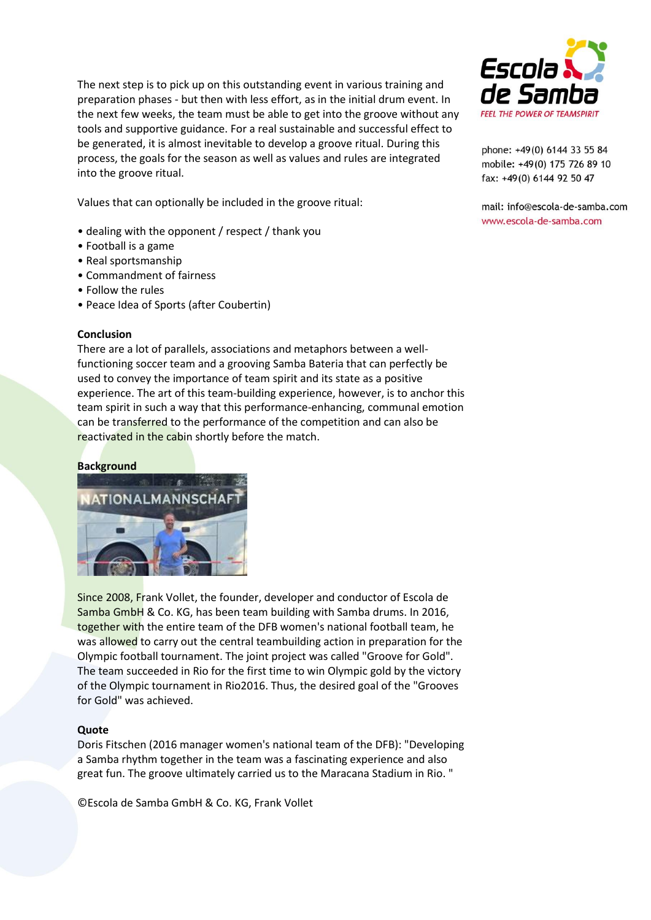The next step is to pick up on this outstanding event in various training and preparation phases - but then with less effort, as in the initial drum event. In the next few weeks, the team must be able to get into the groove without any tools and supportive guidance. For a real sustainable and successful effect to be generated, it is almost inevitable to develop a groove ritual. During this process, the goals for the season as well as values and rules are integrated into the groove ritual.

Values that can optionally be included in the groove ritual:

- dealing with the opponent / respect / thank you
- Football is a game
- Real sportsmanship
- Commandment of fairness
- Follow the rules
- Peace Idea of Sports (after Coubertin)

**Conclusion**
There are a lot of parallels, associations and metaphors between a well-functioning soccer team and a grooving Samba Bateria that can perfectly be used to convey the importance of team spirit and its state as a positive experience. The art of this team-building experience, however, is to anchor this team spirit in such a way that this performance-enhancing, communal emotion can be transferred to the performance of the competition and can also be reactivated in the cabin shortly before the match.

**Background**

Since 2008, Frank Vollet, the founder, developer and conductor of Escola de Samba GmbH & Co. KG, has been team building with Samba drums. In 2016, together with the entire team of the DFB women's national football team, he was allowed to carry out the central teambuilding action in preparation for the Olympic football tournament. The joint project was called "Groove for Gold". The team succeeded in Rio for the first time to win Olympic gold by the victory of the Olympic tournament in Rio2016. Thus, the desired goal of the "Grooves for Gold" was achieved.

**Quote**
Doris Fitschen (2016 manager women's national team of the DFB): "Developing a Samba rhythm together in the team was a fascinating experience and also great fun. The groove ultimately carried us to the Maracana Stadium in Rio. "

©Escola de Samba GmbH & Co. KG, Frank Vollet

Escola de Samba
FEEL THE POWER OF TEAMSPIRIT

phone: +49(0) 6144 33 55 84
mobile: +49(0) 175 726 89 10
fax: +49(0) 6144 92 50 47

mail: info@escola-de-samba.com
www.escola-de-samba.com